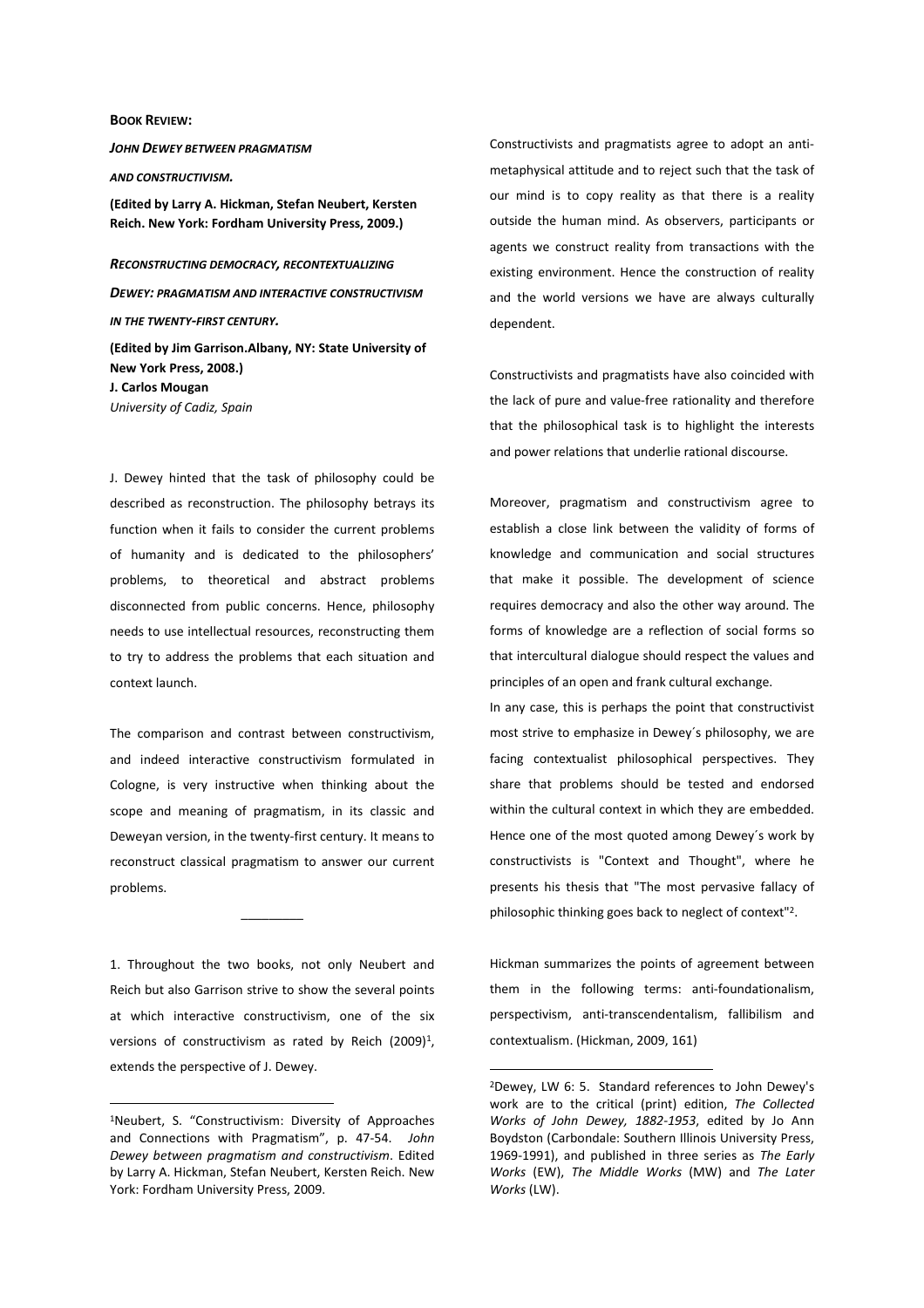**BOOK REVIEW:**

***JOHN DEWEY BETWEEN PRAGMATISM AND CONSTRUCTIVISM.***

**(Edited by Larry A. Hickman, Stefan Neubert, Kersten Reich. New York: Fordham University Press, 2009.)**

***RECONSTRUCTING DEMOCRACY, RECONTEXTUALIZING DEWEY: PRAGMATISM AND INTERACTIVE CONSTRUCTIVISM IN THE TWENTY-FIRST CENTURY.***

**(Edited by Jim Garrison.Albany, NY: State University of New York Press, 2008.)**

**J. Carlos Mougan**

*University of Cadiz, Spain*

J. Dewey hinted that the task of philosophy could be described as reconstruction. The philosophy betrays its function when it fails to consider the current problems of humanity and is dedicated to the philosophers' problems, to theoretical and abstract problems disconnected from public concerns. Hence, philosophy needs to use intellectual resources, reconstructing them to try to address the problems that each situation and context launch.

The comparison and contrast between constructivism, and indeed interactive constructivism formulated in Cologne, is very instructive when thinking about the scope and meaning of pragmatism, in its classic and Deweyan version, in the twenty-first century. It means to reconstruct classical pragmatism to answer our current problems.

---

1. Throughout the two books, not only Neubert and Reich but also Garrison strive to show the several points at which interactive constructivism, one of the six versions of constructivism as rated by Reich (2009)[1], extends the perspective of J. Dewey.

Constructivists and pragmatists agree to adopt an anti-metaphysical attitude and to reject such that the task of our mind is to copy reality as that there is a reality outside the human mind. As observers, participants or agents we construct reality from transactions with the existing environment. Hence the construction of reality and the world versions we have are always culturally dependent.

Constructivists and pragmatists have also coincided with the lack of pure and value-free rationality and therefore that the philosophical task is to highlight the interests and power relations that underlie rational discourse.

Moreover, pragmatism and constructivism agree to establish a close link between the validity of forms of knowledge and communication and social structures that make it possible. The development of science requires democracy and also the other way around. The forms of knowledge are a reflection of social forms so that intercultural dialogue should respect the values and principles of an open and frank cultural exchange.

In any case, this is perhaps the point that constructivist most strive to emphasize in Dewey´s philosophy, we are facing contextualist philosophical perspectives. They share that problems should be tested and endorsed within the cultural context in which they are embedded. Hence one of the most quoted among Dewey´s work by constructivists is "Context and Thought", where he presents his thesis that "The most pervasive fallacy of philosophic thinking goes back to neglect of context"[2].

Hickman summarizes the points of agreement between them in the following terms: anti-foundationalism, perspectivism, anti-transcendentalism, fallibilism and contextualism. (Hickman, 2009, 161)

---

[1] Neubert, S. "Constructivism: Diversity of Approaches and Connections with Pragmatism", p. 47-54. *John Dewey between pragmatism and constructivism*. Edited by Larry A. Hickman, Stefan Neubert, Kersten Reich. New York: Fordham University Press, 2009.

[2] Dewey, LW 6: 5. Standard references to John Dewey's work are to the critical (print) edition, *The Collected Works of John Dewey, 1882-1953*, edited by Jo Ann Boydston (Carbondale: Southern Illinois University Press, 1969-1991), and published in three series as *The Early Works* (EW), *The Middle Works* (MW) and *The Later Works* (LW).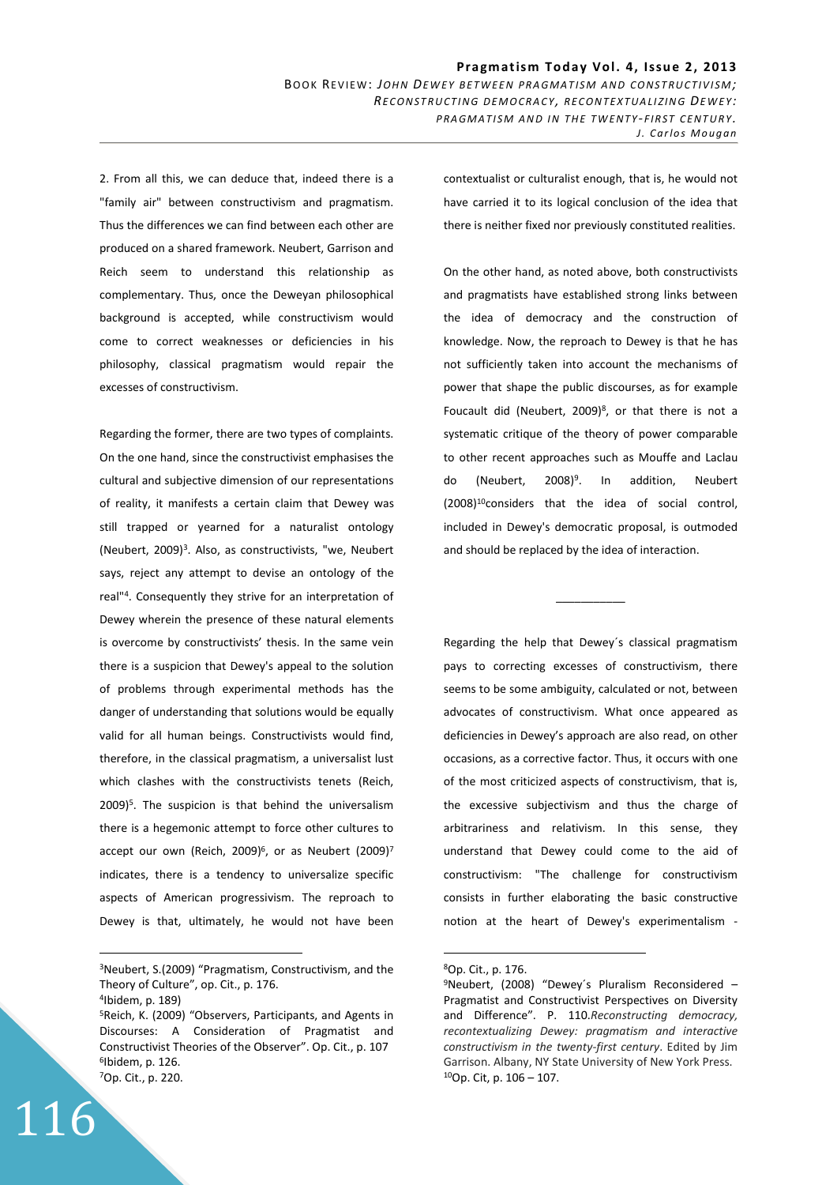2. From all this, we can deduce that, indeed there is a "family air" between constructivism and pragmatism. Thus the differences we can find between each other are produced on a shared framework. Neubert, Garrison and Reich seem to understand this relationship as complementary. Thus, once the Deweyan philosophical background is accepted, while constructivism would come to correct weaknesses or deficiencies in his philosophy, classical pragmatism would repair the excesses of constructivism.

Regarding the former, there are two types of complaints. On the one hand, since the constructivist emphasises the cultural and subjective dimension of our representations of reality, it manifests a certain claim that Dewey was still trapped or yearned for a naturalist ontology (Neubert, 2009)[3]. Also, as constructivists, "we, Neubert says, reject any attempt to devise an ontology of the real"[4]. Consequently they strive for an interpretation of Dewey wherein the presence of these natural elements is overcome by constructivists' thesis. In the same vein there is a suspicion that Dewey's appeal to the solution of problems through experimental methods has the danger of understanding that solutions would be equally valid for all human beings. Constructivists would find, therefore, in the classical pragmatism, a universalist lust which clashes with the constructivists tenets (Reich, 2009)[5]. The suspicion is that behind the universalism there is a hegemonic attempt to force other cultures to accept our own (Reich, 2009)[6], or as Neubert (2009)[7] indicates, there is a tendency to universalize specific aspects of American progressivism. The reproach to Dewey is that, ultimately, he would not have been contextualist or culturalist enough, that is, he would not have carried it to its logical conclusion of the idea that there is neither fixed nor previously constituted realities.

On the other hand, as noted above, both constructivists and pragmatists have established strong links between the idea of democracy and the construction of knowledge. Now, the reproach to Dewey is that he has not sufficiently taken into account the mechanisms of power that shape the public discourses, as for example Foucault did (Neubert, 2009)[8], or that there is not a systematic critique of the theory of power comparable to other recent approaches such as Mouffe and Laclau do (Neubert, 2008)[9]. In addition, Neubert (2008)[10] considers that the idea of social control, included in Dewey's democratic proposal, is outmoded and should be replaced by the idea of interaction.

---

Regarding the help that Dewey´s classical pragmatism pays to correcting excesses of constructivism, there seems to be some ambiguity, calculated or not, between advocates of constructivism. What once appeared as deficiencies in Dewey's approach are also read, on other occasions, as a corrective factor. Thus, it occurs with one of the most criticized aspects of constructivism, that is, the excessive subjectivism and thus the charge of arbitrariness and relativism. In this sense, they understand that Dewey could come to the aid of constructivism: "The challenge for constructivism consists in further elaborating the basic constructive notion at the heart of Dewey's experimentalism -

---

[3] Neubert, S.(2009) "Pragmatism, Constructivism, and the Theory of Culture", op. Cit., p. 176.

[4] Ibidem, p. 189)

[5] Reich, K. (2009) "Observers, Participants, and Agents in Discourses: A Consideration of Pragmatist and Constructivist Theories of the Observer". Op. Cit., p. 107

[6] Ibidem, p. 126.

[7] Op. Cit., p. 220.

[8] Op. Cit., p. 176.

[9] Neubert, (2008) "Dewey´s Pluralism Reconsidered – Pragmatist and Constructivist Perspectives on Diversity and Difference". P. 110. *Reconstructing democracy, recontextualizing Dewey: pragmatism and interactive constructivism in the twenty-first century*. Edited by Jim Garrison. Albany, NY State University of New York Press.

[10] Op. Cit, p. 106 – 107.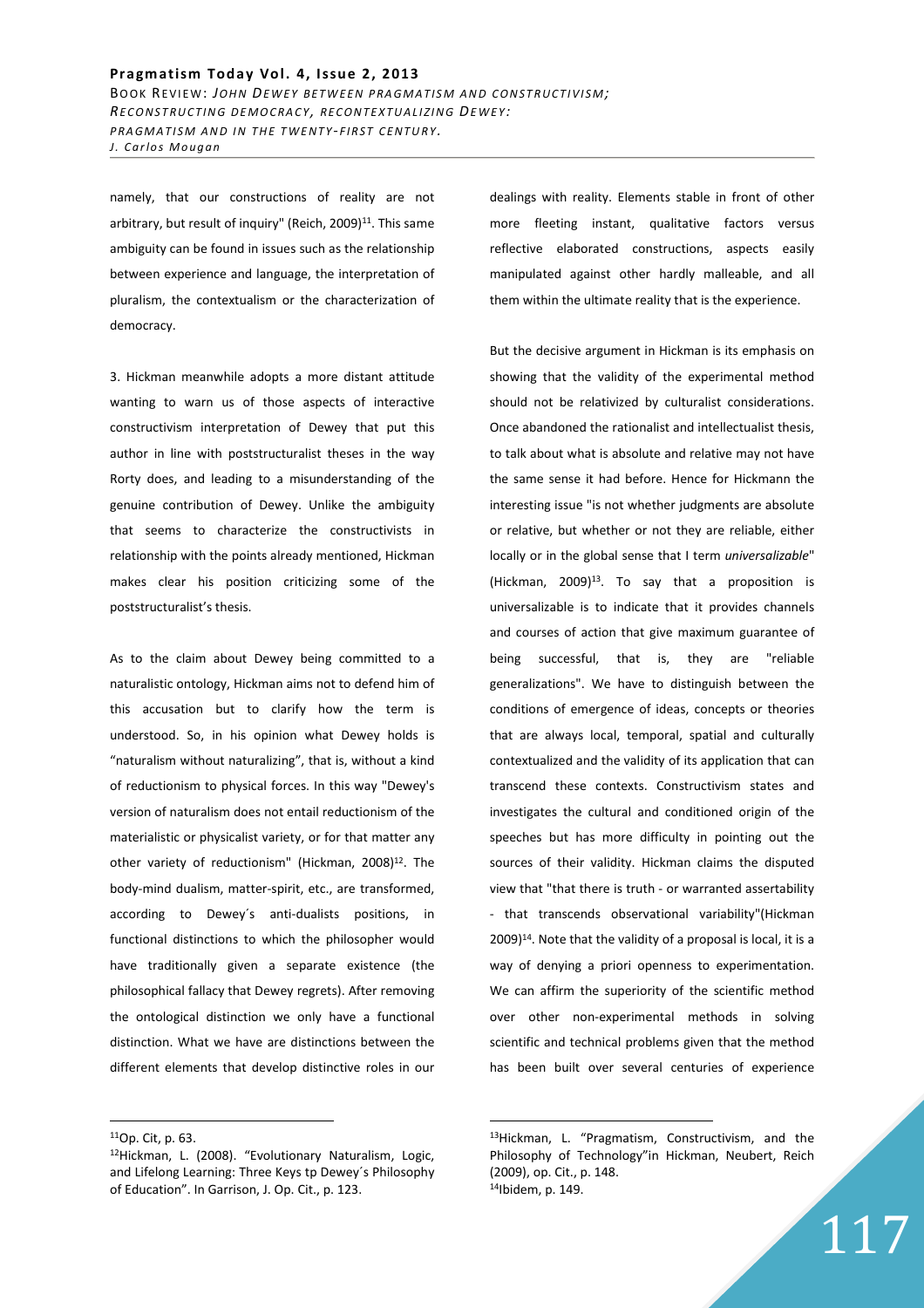namely, that our constructions of reality are not arbitrary, but result of inquiry" (Reich, 2009)[11]. This same ambiguity can be found in issues such as the relationship between experience and language, the interpretation of pluralism, the contextualism or the characterization of democracy.

3. Hickman meanwhile adopts a more distant attitude wanting to warn us of those aspects of interactive constructivism interpretation of Dewey that put this author in line with poststructuralist theses in the way Rorty does, and leading to a misunderstanding of the genuine contribution of Dewey. Unlike the ambiguity that seems to characterize the constructivists in relationship with the points already mentioned, Hickman makes clear his position criticizing some of the poststructuralist's thesis.

As to the claim about Dewey being committed to a naturalistic ontology, Hickman aims not to defend him of this accusation but to clarify how the term is understood. So, in his opinion what Dewey holds is "naturalism without naturalizing", that is, without a kind of reductionism to physical forces. In this way "Dewey's version of naturalism does not entail reductionism of the materialistic or physicalist variety, or for that matter any other variety of reductionism" (Hickman, 2008)[12]. The body-mind dualism, matter-spirit, etc., are transformed, according to Dewey´s anti-dualists positions, in functional distinctions to which the philosopher would have traditionally given a separate existence (the philosophical fallacy that Dewey regrets). After removing the ontological distinction we only have a functional distinction. What we have are distinctions between the different elements that develop distinctive roles in our dealings with reality. Elements stable in front of other more fleeting instant, qualitative factors versus reflective elaborated constructions, aspects easily manipulated against other hardly malleable, and all them within the ultimate reality that is the experience.

But the decisive argument in Hickman is its emphasis on showing that the validity of the experimental method should not be relativized by culturalist considerations. Once abandoned the rationalist and intellectualist thesis, to talk about what is absolute and relative may not have the same sense it had before. Hence for Hickmann the interesting issue "is not whether judgments are absolute or relative, but whether or not they are reliable, either locally or in the global sense that I term *universalizable*" (Hickman, 2009)[13]. To say that a proposition is universalizable is to indicate that it provides channels and courses of action that give maximum guarantee of being successful, that is, they are "reliable generalizations". We have to distinguish between the conditions of emergence of ideas, concepts or theories that are always local, temporal, spatial and culturally contextualized and the validity of its application that can transcend these contexts. Constructivism states and investigates the cultural and conditioned origin of the speeches but has more difficulty in pointing out the sources of their validity. Hickman claims the disputed view that "that there is truth - or warranted assertability - that transcends observational variability"(Hickman 2009)[14]. Note that the validity of a proposal is local, it is a way of denying a priori openness to experimentation. We can affirm the superiority of the scientific method over other non-experimental methods in solving scientific and technical problems given that the method has been built over several centuries of experience

---

[11] Op. Cit, p. 63.

[12] Hickman, L. (2008). "Evolutionary Naturalism, Logic, and Lifelong Learning: Three Keys tp Dewey´s Philosophy of Education". In Garrison, J. Op. Cit., p. 123.

[13] Hickman, L. "Pragmatism, Constructivism, and the Philosophy of Technology"in Hickman, Neubert, Reich (2009), op. Cit., p. 148.

[14] Ibidem, p. 149.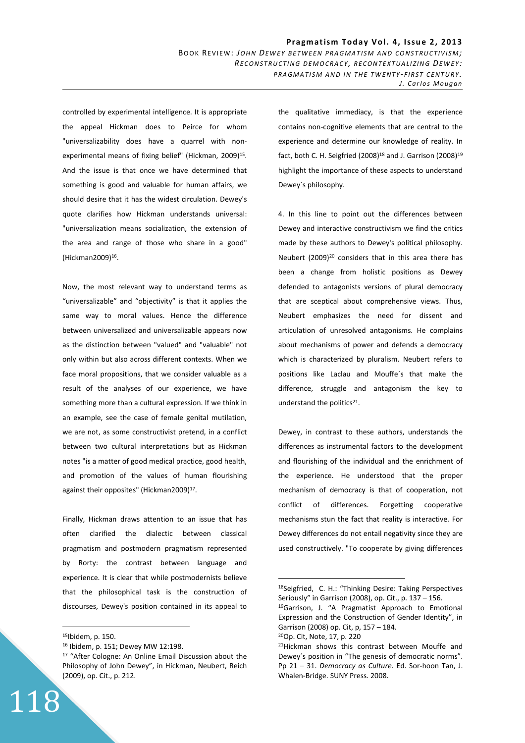controlled by experimental intelligence. It is appropriate the appeal Hickman does to Peirce for whom "universalizability does have a quarrel with non-experimental means of fixing belief" (Hickman, 2009)[15]. And the issue is that once we have determined that something is good and valuable for human affairs, we should desire that it has the widest circulation. Dewey's quote clarifies how Hickman understands universal: "universalization means socialization, the extension of the area and range of those who share in a good" (Hickman2009)[16].

Now, the most relevant way to understand terms as “universalizable” and “objectivity” is that it applies the same way to moral values. Hence the difference between universalized and universalizable appears now as the distinction between "valued" and "valuable" not only within but also across different contexts. When we face moral propositions, that we consider valuable as a result of the analyses of our experience, we have something more than a cultural expression. If we think in an example, see the case of female genital mutilation, we are not, as some constructivist pretend, in a conflict between two cultural interpretations but as Hickman notes "is a matter of good medical practice, good health, and promotion of the values of human flourishing against their opposites" (Hickman2009)[17].

Finally, Hickman draws attention to an issue that has often clarified the dialectic between classical pragmatism and postmodern pragmatism represented by Rorty: the contrast between language and experience. It is clear that while postmodernists believe that the philosophical task is the construction of discourses, Dewey's position contained in its appeal to the qualitative immediacy, is that the experience contains non-cognitive elements that are central to the experience and determine our knowledge of reality. In fact, both C. H. Seigfried (2008)[18] and J. Garrison (2008)[19] highlight the importance of these aspects to understand Dewey´s philosophy.

4. In this line to point out the differences between Dewey and interactive constructivism we find the critics made by these authors to Dewey's political philosophy. Neubert (2009)[20] considers that in this area there has been a change from holistic positions as Dewey defended to antagonists versions of plural democracy that are sceptical about comprehensive views. Thus, Neubert emphasizes the need for dissent and articulation of unresolved antagonisms. He complains about mechanisms of power and defends a democracy which is characterized by pluralism. Neubert refers to positions like Laclau and Mouffe´s that make the difference, struggle and antagonism the key to understand the politics[21].

Dewey, in contrast to these authors, understands the differences as instrumental factors to the development and flourishing of the individual and the enrichment of the experience. He understood that the proper mechanism of democracy is that of cooperation, not conflict of differences. Forgetting cooperative mechanisms stun the fact that reality is interactive. For Dewey differences do not entail negativity since they are used constructively. "To cooperate by giving differences

---

[15] Ibidem, p. 150.

[16] Ibidem, p. 151; Dewey MW 12:198.

[17] “After Cologne: An Online Email Discussion about the Philosophy of John Dewey”, in Hickman, Neubert, Reich (2009), op. Cit., p. 212.

[18] Seigfried, C. H.: “Thinking Desire: Taking Perspectives Seriously” in Garrison (2008), op. Cit., p. 137 – 156.

[19] Garrison, J. “A Pragmatist Approach to Emotional Expression and the Construction of Gender Identity”, in Garrison (2008) op. Cit, p, 157 – 184.

[20] Op. Cit, Note, 17, p. 220

[21] Hickman shows this contrast between Mouffe and Dewey´s position in “The genesis of democratic norms”. Pp 21 – 31. *Democracy as Culture*. Ed. Sor-hoon Tan, J. Whalen-Bridge. SUNY Press. 2008.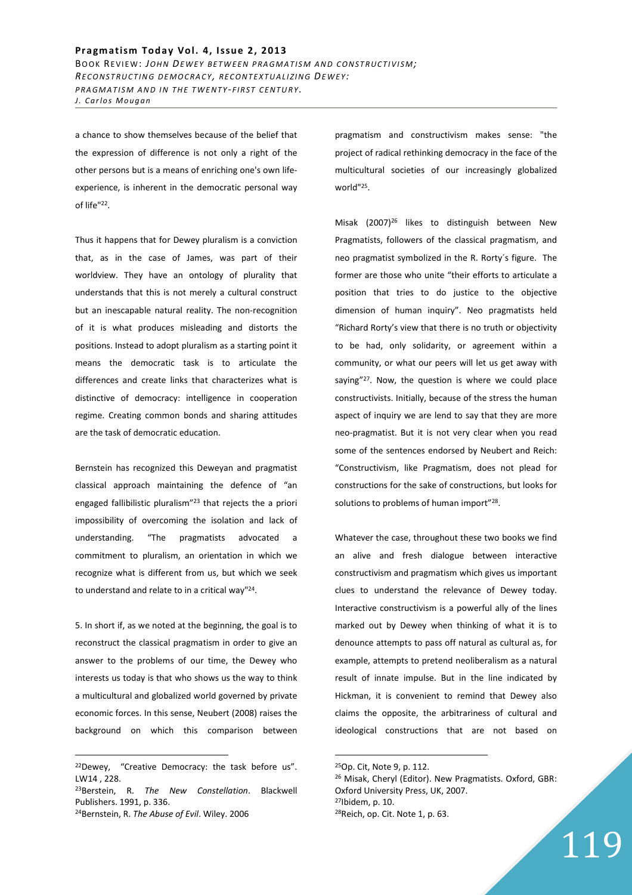a chance to show themselves because of the belief that the expression of difference is not only a right of the other persons but is a means of enriching one's own life-experience, is inherent in the democratic personal way of life"[22].

Thus it happens that for Dewey pluralism is a conviction that, as in the case of James, was part of their worldview. They have an ontology of plurality that understands that this is not merely a cultural construct but an inescapable natural reality. The non-recognition of it is what produces misleading and distorts the positions. Instead to adopt pluralism as a starting point it means the democratic task is to articulate the differences and create links that characterizes what is distinctive of democracy: intelligence in cooperation regime. Creating common bonds and sharing attitudes are the task of democratic education.

Bernstein has recognized this Deweyan and pragmatist classical approach maintaining the defence of "an engaged fallibilistic pluralism"[23] that rejects the a priori impossibility of overcoming the isolation and lack of understanding. "The pragmatists advocated a commitment to pluralism, an orientation in which we recognize what is different from us, but which we seek to understand and relate to in a critical way"[24].

5. In short if, as we noted at the beginning, the goal is to reconstruct the classical pragmatism in order to give an answer to the problems of our time, the Dewey who interests us today is that who shows us the way to think a multicultural and globalized world governed by private economic forces. In this sense, Neubert (2008) raises the background on which this comparison between pragmatism and constructivism makes sense: "the project of radical rethinking democracy in the face of the multicultural societies of our increasingly globalized world"[25].

Misak (2007)[26] likes to distinguish between New Pragmatists, followers of the classical pragmatism, and neo pragmatist symbolized in the R. Rorty´s figure. The former are those who unite "their efforts to articulate a position that tries to do justice to the objective dimension of human inquiry". Neo pragmatists held "Richard Rorty's view that there is no truth or objectivity to be had, only solidarity, or agreement within a community, or what our peers will let us get away with saying"[27]. Now, the question is where we could place constructivists. Initially, because of the stress the human aspect of inquiry we are lend to say that they are more neo-pragmatist. But it is not very clear when you read some of the sentences endorsed by Neubert and Reich: "Constructivism, like Pragmatism, does not plead for constructions for the sake of constructions, but looks for solutions to problems of human import"[28].

Whatever the case, throughout these two books we find an alive and fresh dialogue between interactive constructivism and pragmatism which gives us important clues to understand the relevance of Dewey today. Interactive constructivism is a powerful ally of the lines marked out by Dewey when thinking of what it is to denounce attempts to pass off natural as cultural as, for example, attempts to pretend neoliberalism as a natural result of innate impulse. But in the line indicated by Hickman, it is convenient to remind that Dewey also claims the opposite, the arbitrariness of cultural and ideological constructions that are not based on

---

[22]Dewey, "Creative Democracy: the task before us". LW14 , 228.

[23]Berstein, R. *The New Constellation*. Blackwell Publishers. 1991, p. 336.

[24]Bernstein, R. *The Abuse of Evil*. Wiley. 2006

[25]Op. Cit, Note 9, p. 112.

[26] Misak, Cheryl (Editor). New Pragmatists. Oxford, GBR: Oxford University Press, UK, 2007.

[27]Ibidem, p. 10.

[28]Reich, op. Cit. Note 1, p. 63.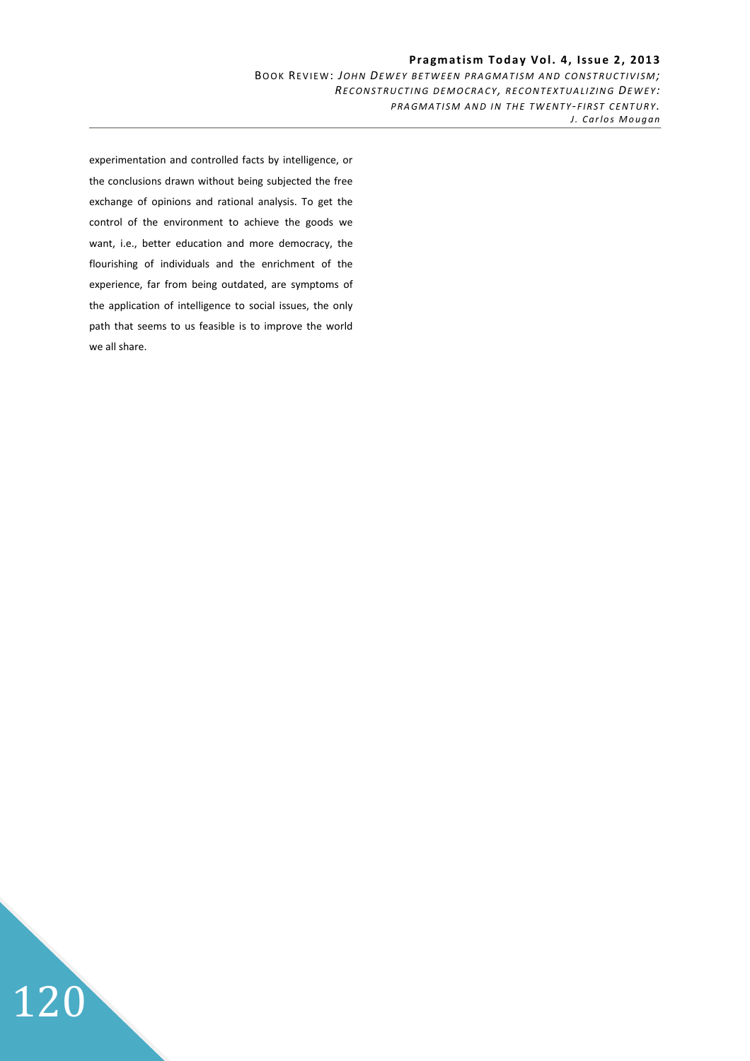experimentation and controlled facts by intelligence, or the conclusions drawn without being subjected the free exchange of opinions and rational analysis. To get the control of the environment to achieve the goods we want, i.e., better education and more democracy, the flourishing of individuals and the enrichment of the experience, far from being outdated, are symptoms of the application of intelligence to social issues, the only path that seems to us feasible is to improve the world we all share.